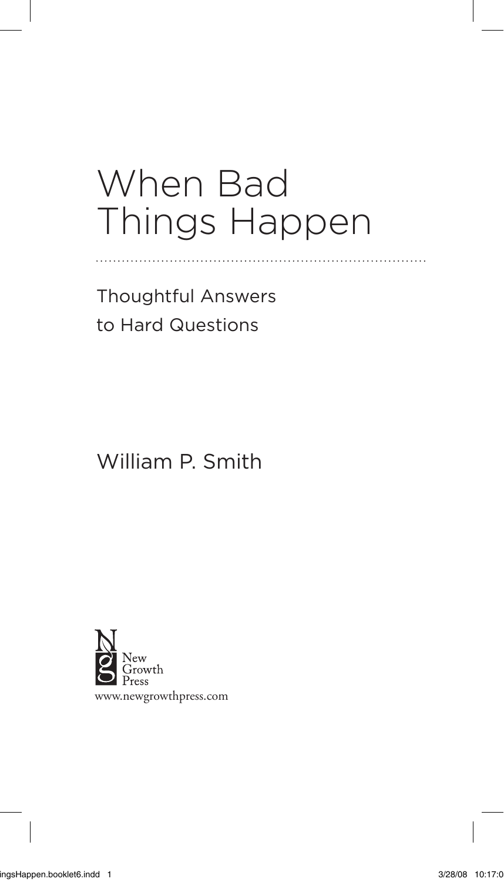# When Bad Things Happen

## Thoughtful Answers to Hard Questions

William P. Smith

New Growth Press

www.newgrowthpress.com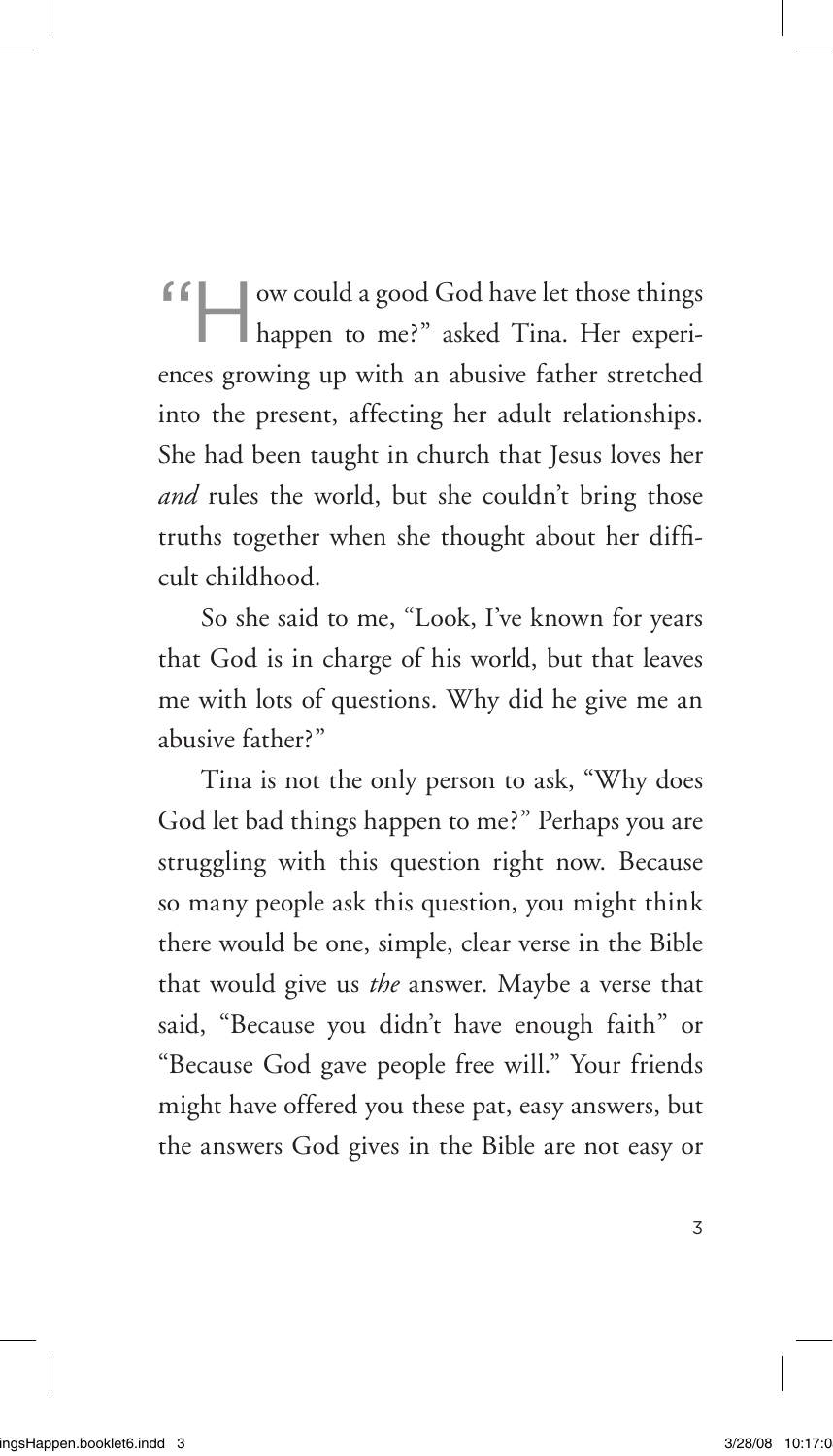"How could a good God have let those things happen to me?" asked Tina. Her experiences growing up with an abusive father stretched into the present, affecting her adult relationships. She had been taught in church that Jesus loves her *and* rules the world, but she couldn't bring those truths together when she thought about her difficult childhood.

So she said to me, "Look, I've known for years that God is in charge of his world, but that leaves me with lots of questions. Why did he give me an abusive father?"

Tina is not the only person to ask, "Why does God let bad things happen to me?" Perhaps you are struggling with this question right now. Because so many people ask this question, you might think there would be one, simple, clear verse in the Bible that would give us *the* answer. Maybe a verse that said, "Because you didn't have enough faith" or "Because God gave people free will." Your friends might have offered you these pat, easy answers, but the answers God gives in the Bible are not easy or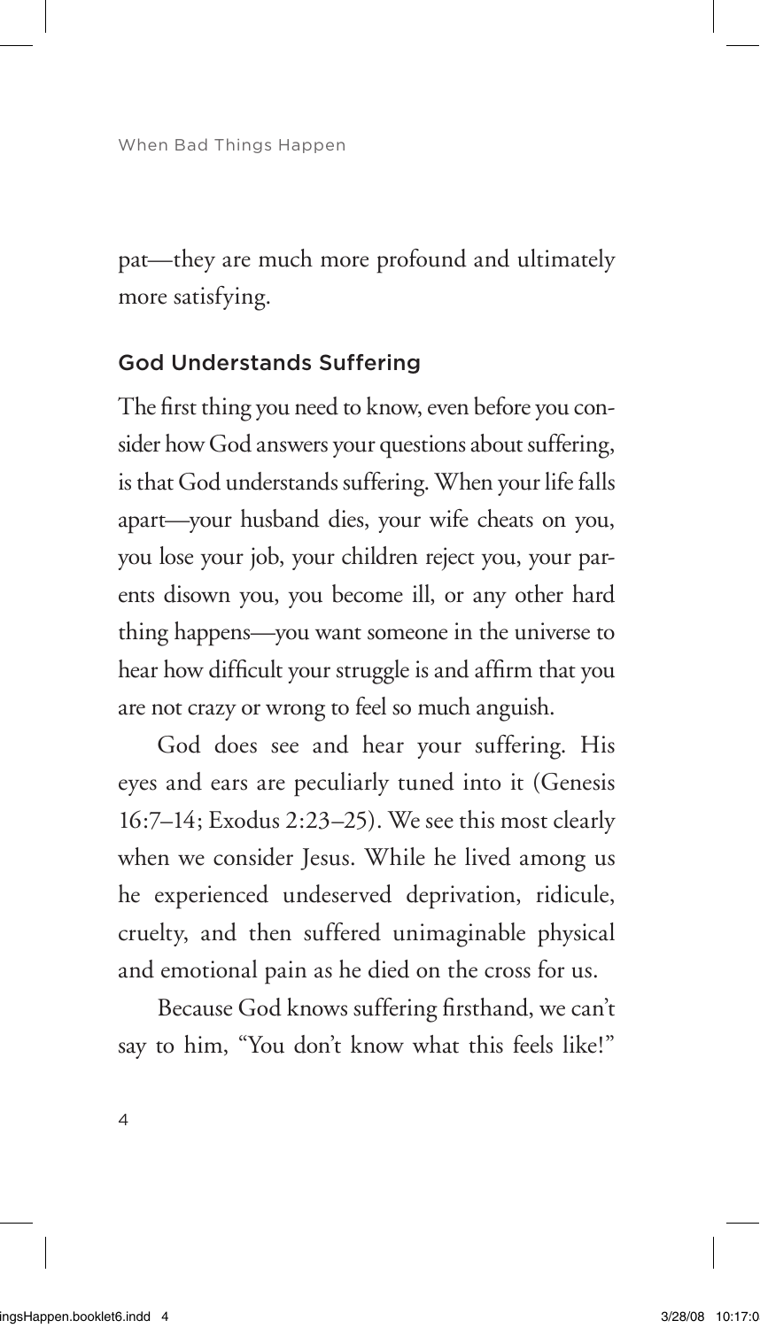pat—they are much more profound and ultimately more satisfying.

### God Understands Suffering

The first thing you need to know, even before you consider how God answers your questions about suffering, is that God understands suffering. When your life falls apart—your husband dies, your wife cheats on you, you lose your job, your children reject you, your parents disown you, you become ill, or any other hard thing happens—you want someone in the universe to hear how difficult your struggle is and affirm that you are not crazy or wrong to feel so much anguish.

God does see and hear your suffering. His eyes and ears are peculiarly tuned into it (Genesis 16:7–14; Exodus 2:23–25). We see this most clearly when we consider Jesus. While he lived among us he experienced undeserved deprivation, ridicule, cruelty, and then suffered unimaginable physical and emotional pain as he died on the cross for us.

Because God knows suffering firsthand, we can't say to him, "You don't know what this feels like!"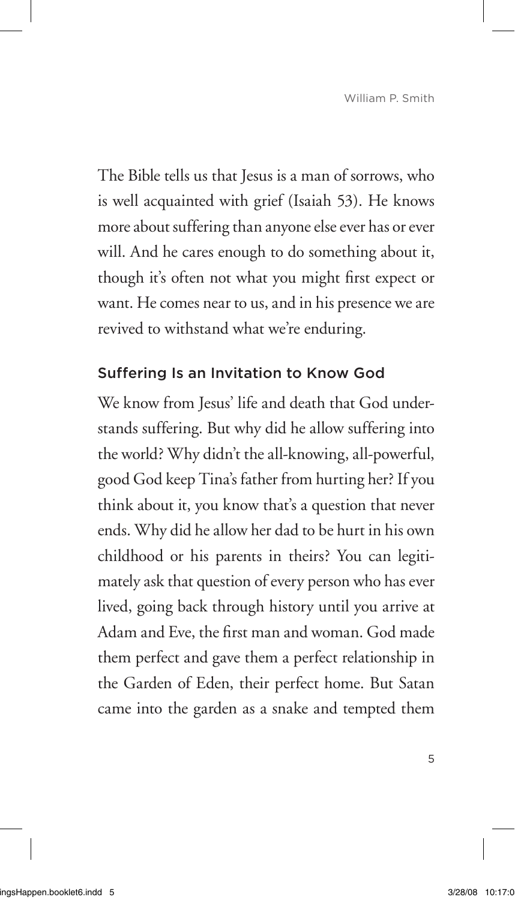The Bible tells us that Jesus is a man of sorrows, who is well acquainted with grief (Isaiah 53). He knows more about suffering than anyone else ever has or ever will. And he cares enough to do something about it, though it's often not what you might first expect or want. He comes near to us, and in his presence we are revived to withstand what we're enduring.

## Suffering Is an Invitation to Know God

We know from Jesus' life and death that God understands suffering. But why did he allow suffering into the world? Why didn't the all-knowing, all-powerful, good God keep Tina's father from hurting her? If you think about it, you know that's a question that never ends. Why did he allow her dad to be hurt in his own childhood or his parents in theirs? You can legitimately ask that question of every person who has ever lived, going back through history until you arrive at Adam and Eve, the first man and woman. God made them perfect and gave them a perfect relationship in the Garden of Eden, their perfect home. But Satan came into the garden as a snake and tempted them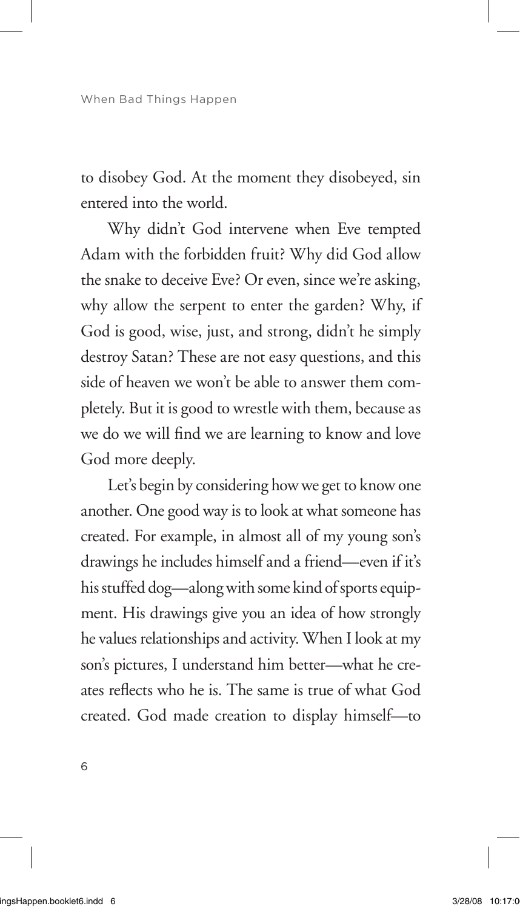to disobey God. At the moment they disobeyed, sin entered into the world.

Why didn't God intervene when Eve tempted Adam with the forbidden fruit? Why did God allow the snake to deceive Eve? Or even, since we're asking, why allow the serpent to enter the garden? Why, if God is good, wise, just, and strong, didn't he simply destroy Satan? These are not easy questions, and this side of heaven we won't be able to answer them completely. But it is good to wrestle with them, because as we do we will find we are learning to know and love God more deeply.

Let's begin by considering how we get to know one another. One good way is to look at what someone has created. For example, in almost all of my young son's drawings he includes himself and a friend—even if it's his stuffed dog—along with some kind of sports equipment. His drawings give you an idea of how strongly he values relationships and activity. When I look at my son's pictures, I understand him better—what he creates reflects who he is. The same is true of what God created. God made creation to display himself—to